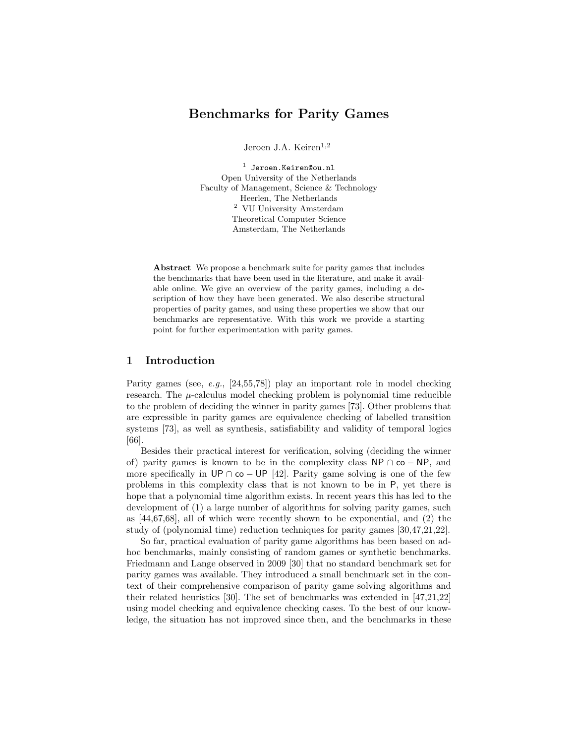# Benchmarks for Parity Games

Jeroen J.A. Keiren[1,2]

[1] Jeroen.Keiren@ou.nl
Open University of the Netherlands
Faculty of Management, Science & Technology
Heerlen, The Netherlands
[2] VU University Amsterdam
Theoretical Computer Science
Amsterdam, The Netherlands

**Abstract** We propose a benchmark suite for parity games that includes the benchmarks that have been used in the literature, and make it available online. We give an overview of the parity games, including a description of how they have been generated. We also describe structural properties of parity games, and using these properties we show that our benchmarks are representative. With this work we provide a starting point for further experimentation with parity games.

## 1 Introduction

Parity games (see, *e.g.*, [24,55,78]) play an important role in model checking research. The $\mu$-calculus model checking problem is polynomial time reducible to the problem of deciding the winner in parity games [73]. Other problems that are expressible in parity games are equivalence checking of labelled transition systems [73], as well as synthesis, satisfiability and validity of temporal logics [66].

Besides their practical interest for verification, solving (deciding the winner of) parity games is known to be in the complexity class $\mathsf{NP} \cap \mathsf{co}-\mathsf{NP}$, and more specifically in $\mathsf{UP} \cap \mathsf{co}-\mathsf{UP}$ [42]. Parity game solving is one of the few problems in this complexity class that is not known to be in $\mathsf{P}$, yet there is hope that a polynomial time algorithm exists. In recent years this has led to the development of (1) a large number of algorithms for solving parity games, such as [44,67,68], all of which were recently shown to be exponential, and (2) the study of (polynomial time) reduction techniques for parity games [30,47,21,22].

So far, practical evaluation of parity game algorithms has been based on ad-hoc benchmarks, mainly consisting of random games or synthetic benchmarks. Friedmann and Lange observed in 2009 [30] that no standard benchmark set for parity games was available. They introduced a small benchmark set in the context of their comprehensive comparison of parity game solving algorithms and their related heuristics [30]. The set of benchmarks was extended in [47,21,22] using model checking and equivalence checking cases. To the best of our knowledge, the situation has not improved since then, and the benchmarks in these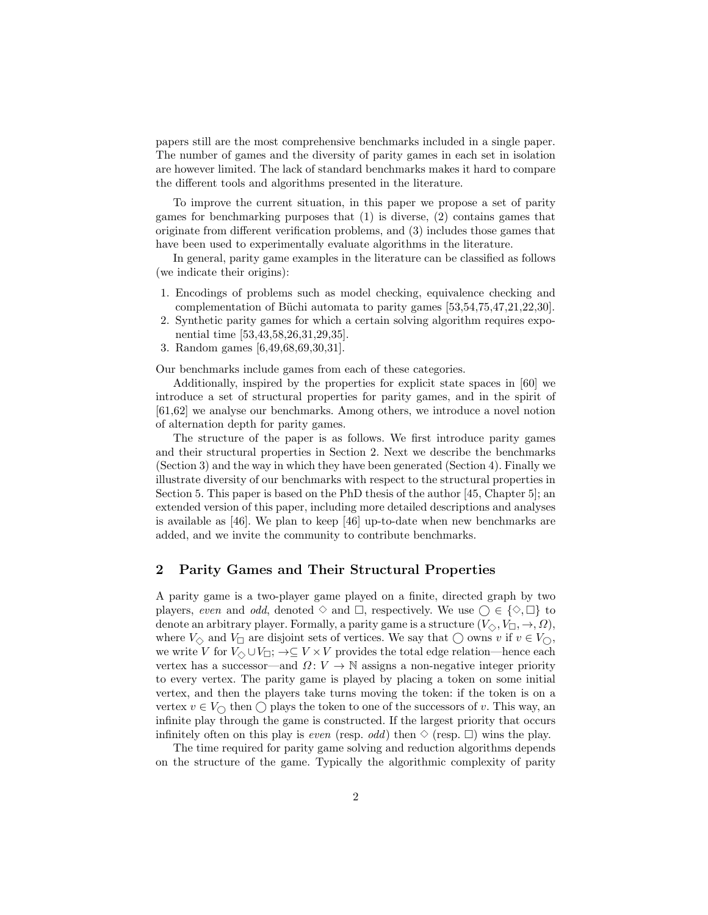papers still are the most comprehensive benchmarks included in a single paper. The number of games and the diversity of parity games in each set in isolation are however limited. The lack of standard benchmarks makes it hard to compare the different tools and algorithms presented in the literature.

To improve the current situation, in this paper we propose a set of parity games for benchmarking purposes that (1) is diverse, (2) contains games that originate from different verification problems, and (3) includes those games that have been used to experimentally evaluate algorithms in the literature.

In general, parity game examples in the literature can be classified as follows (we indicate their origins):

1. Encodings of problems such as model checking, equivalence checking and complementation of Büchi automata to parity games [53,54,75,47,21,22,30].
2. Synthetic parity games for which a certain solving algorithm requires exponential time [53,43,58,26,31,29,35].
3. Random games [6,49,68,69,30,31].

Our benchmarks include games from each of these categories.

Additionally, inspired by the properties for explicit state spaces in [60] we introduce a set of structural properties for parity games, and in the spirit of [61,62] we analyse our benchmarks. Among others, we introduce a novel notion of alternation depth for parity games.

The structure of the paper is as follows. We first introduce parity games and their structural properties in Section 2. Next we describe the benchmarks (Section 3) and the way in which they have been generated (Section 4). Finally we illustrate diversity of our benchmarks with respect to the structural properties in Section 5. This paper is based on the PhD thesis of the author [45, Chapter 5]; an extended version of this paper, including more detailed descriptions and analyses is available as [46]. We plan to keep [46] up-to-date when new benchmarks are added, and we invite the community to contribute benchmarks.

## 2 Parity Games and Their Structural Properties

A parity game is a two-player game played on a finite, directed graph by two players, *even* and *odd*, denoted $\Diamond$ and $\Box$, respectively. We use $\bigcirc \in \{\Diamond, \Box\}$ to denote an arbitrary player. Formally, a parity game is a structure $(V_{\Diamond}, V_{\Box}, \to, \Omega)$, where $V_{\Diamond}$ and $V_{\Box}$ are disjoint sets of vertices. We say that $\bigcirc$ owns $v$ if $v \in V_{\bigcirc}$, we write $V$ for $V_{\Diamond} \cup V_{\Box}$; $\to \subseteq V \times V$ provides the total edge relation—hence each vertex has a successor—and $\Omega \colon V \to \mathbb{N}$ assigns a non-negative integer priority to every vertex. The parity game is played by placing a token on some initial vertex, and then the players take turns moving the token: if the token is on a vertex $v \in V_{\bigcirc}$ then $\bigcirc$ plays the token to one of the successors of $v$. This way, an infinite play through the game is constructed. If the largest priority that occurs infinitely often on this play is *even* (resp. *odd*) then $\Diamond$ (resp. $\Box$) wins the play.

The time required for parity game solving and reduction algorithms depends on the structure of the game. Typically the algorithmic complexity of parity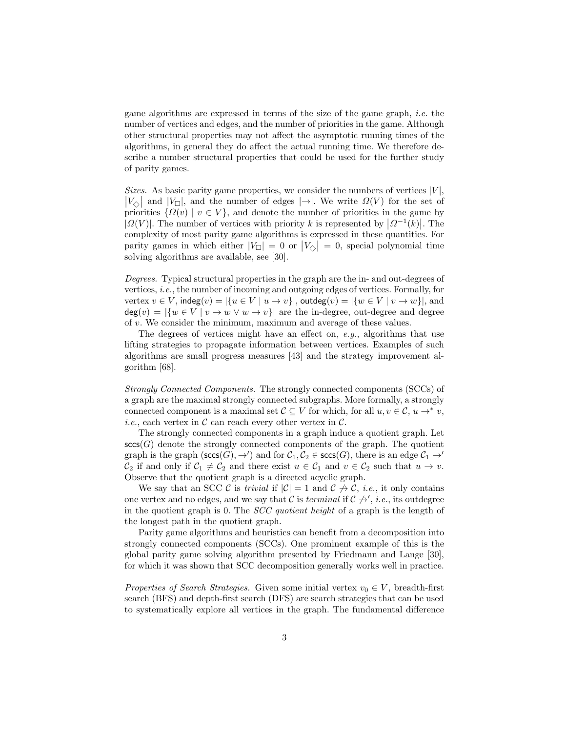game algorithms are expressed in terms of the size of the game graph, *i.e.* the number of vertices and edges, and the number of priorities in the game. Although other structural properties may not affect the asymptotic running times of the algorithms, in general they do affect the actual running time. We therefore describe a number structural properties that could be used for the further study of parity games.

*Sizes.* As basic parity game properties, we consider the numbers of vertices $|V|$, $|V_\Diamond|$ and $|V_\Box|$, and the number of edges $|\to|$. We write $\Omega(V)$ for the set of priorities $\{\Omega(v) \mid v \in V\}$, and denote the number of priorities in the game by $|\Omega(V)|$. The number of vertices with priority $k$ is represented by $|\Omega^{-1}(k)|$. The complexity of most parity game algorithms is expressed in these quantities. For parity games in which either $|V_\Box| = 0$ or $|V_\Diamond| = 0$, special polynomial time solving algorithms are available, see [30].

*Degrees.* Typical structural properties in the graph are the in- and out-degrees of vertices, *i.e.*, the number of incoming and outgoing edges of vertices. Formally, for vertex $v \in V$, $\mathsf{indeg}(v) = |\{u \in V \mid u \to v\}|$, $\mathsf{outdeg}(v) = |\{w \in V \mid v \to w\}|$, and $\mathsf{deg}(v) = |\{w \in V \mid v \to w \lor w \to v\}|$ are the in-degree, out-degree and degree of $v$. We consider the minimum, maximum and average of these values.

The degrees of vertices might have an effect on, *e.g.*, algorithms that use lifting strategies to propagate information between vertices. Examples of such algorithms are small progress measures [43] and the strategy improvement algorithm [68].

*Strongly Connected Components.* The strongly connected components (SCCs) of a graph are the maximal strongly connected subgraphs. More formally, a strongly connected component is a maximal set $\mathcal{C} \subseteq V$ for which, for all $u, v \in \mathcal{C}$, $u \to^* v$, *i.e.*, each vertex in $\mathcal{C}$ can reach every other vertex in $\mathcal{C}$.

The strongly connected components in a graph induce a quotient graph. Let $\mathsf{sccs}(G)$ denote the strongly connected components of the graph. The quotient graph is the graph $(\mathsf{sccs}(G), \to')$ and for $\mathcal{C}_1, \mathcal{C}_2 \in \mathsf{sccs}(G)$, there is an edge $\mathcal{C}_1 \to' \mathcal{C}_2$ if and only if $\mathcal{C}_1 \neq \mathcal{C}_2$ and there exist $u \in \mathcal{C}_1$ and $v \in \mathcal{C}_2$ such that $u \to v$. Observe that the quotient graph is a directed acyclic graph.

We say that an SCC $\mathcal{C}$ is *trivial* if $|\mathcal{C}| = 1$ and $\mathcal{C} \not\to \mathcal{C}$, *i.e.*, it only contains one vertex and no edges, and we say that $\mathcal{C}$ is *terminal* if $\mathcal{C} \not\to'$, *i.e.*, its outdegree in the quotient graph is 0. The *SCC quotient height* of a graph is the length of the longest path in the quotient graph.

Parity game algorithms and heuristics can benefit from a decomposition into strongly connected components (SCCs). One prominent example of this is the global parity game solving algorithm presented by Friedmann and Lange [30], for which it was shown that SCC decomposition generally works well in practice.

*Properties of Search Strategies.* Given some initial vertex $v_0 \in V$, breadth-first search (BFS) and depth-first search (DFS) are search strategies that can be used to systematically explore all vertices in the graph. The fundamental difference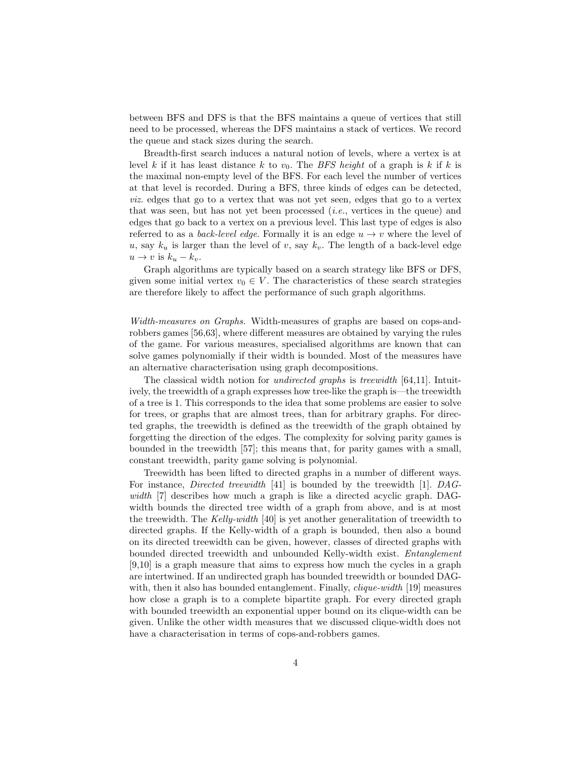between BFS and DFS is that the BFS maintains a queue of vertices that still need to be processed, whereas the DFS maintains a stack of vertices. We record the queue and stack sizes during the search.

Breadth-first search induces a natural notion of levels, where a vertex is at level $k$ if it has least distance $k$ to $v_0$. The *BFS height* of a graph is $k$ if $k$ is the maximal non-empty level of the BFS. For each level the number of vertices at that level is recorded. During a BFS, three kinds of edges can be detected, *viz.* edges that go to a vertex that was not yet seen, edges that go to a vertex that was seen, but has not yet been processed (*i.e.*, vertices in the queue) and edges that go back to a vertex on a previous level. This last type of edges is also referred to as a *back-level edge*. Formally it is an edge $u \to v$ where the level of $u$, say $k_u$ is larger than the level of $v$, say $k_v$. The length of a back-level edge $u \to v$ is $k_u - k_v$.

Graph algorithms are typically based on a search strategy like BFS or DFS, given some initial vertex $v_0 \in V$. The characteristics of these search strategies are therefore likely to affect the performance of such graph algorithms.

*Width-measures on Graphs.* Width-measures of graphs are based on cops-and-robbers games [56,63], where different measures are obtained by varying the rules of the game. For various measures, specialised algorithms are known that can solve games polynomially if their width is bounded. Most of the measures have an alternative characterisation using graph decompositions.

The classical width notion for *undirected graphs* is *treewidth* [64,11]. Intuitively, the treewidth of a graph expresses how tree-like the graph is—the treewidth of a tree is 1. This corresponds to the idea that some problems are easier to solve for trees, or graphs that are almost trees, than for arbitrary graphs. For directed graphs, the treewidth is defined as the treewidth of the graph obtained by forgetting the direction of the edges. The complexity for solving parity games is bounded in the treewidth [57]; this means that, for parity games with a small, constant treewidth, parity game solving is polynomial.

Treewidth has been lifted to directed graphs in a number of different ways. For instance, *Directed treewidth* [41] is bounded by the treewidth [1]. *DAG-width* [7] describes how much a graph is like a directed acyclic graph. DAG-width bounds the directed tree width of a graph from above, and is at most the treewidth. The *Kelly-width* [40] is yet another generalitation of treewidth to directed graphs. If the Kelly-width of a graph is bounded, then also a bound on its directed treewidth can be given, however, classes of directed graphs with bounded directed treewidth and unbounded Kelly-width exist. *Entanglement* [9,10] is a graph measure that aims to express how much the cycles in a graph are intertwined. If an undirected graph has bounded treewidth or bounded DAG-with, then it also has bounded entanglement. Finally, *clique-width* [19] measures how close a graph is to a complete bipartite graph. For every directed graph with bounded treewidth an exponential upper bound on its clique-width can be given. Unlike the other width measures that we discussed clique-width does not have a characterisation in terms of cops-and-robbers games.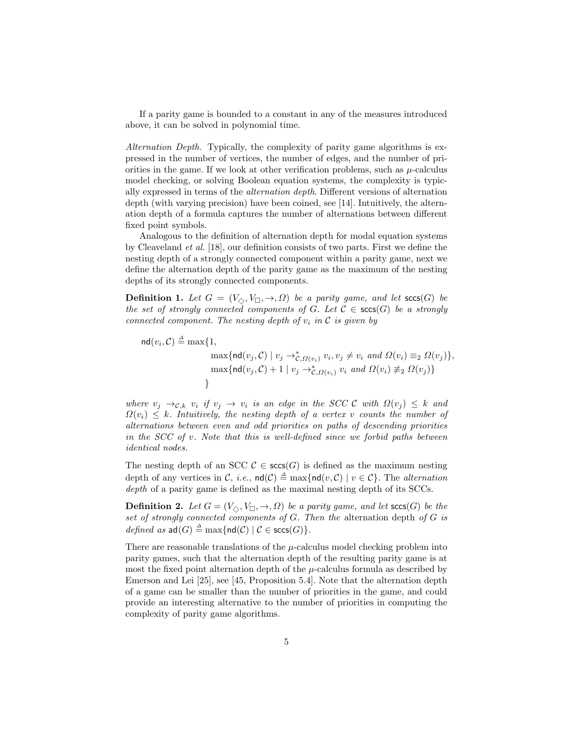If a parity game is bounded to a constant in any of the measures introduced above, it can be solved in polynomial time.

*Alternation Depth.* Typically, the complexity of parity game algorithms is expressed in the number of vertices, the number of edges, and the number of priorities in the game. If we look at other verification problems, such as $\mu$-calculus model checking, or solving Boolean equation systems, the complexity is typically expressed in terms of the *alternation depth*. Different versions of alternation depth (with varying precision) have been coined, see [14]. Intuitively, the alternation depth of a formula captures the number of alternations between different fixed point symbols.

Analogous to the definition of alternation depth for modal equation systems by Cleaveland *et al.* [18], our definition consists of two parts. First we define the nesting depth of a strongly connected component within a parity game, next we define the alternation depth of the parity game as the maximum of the nesting depths of its strongly connected components.

**Definition 1.** *Let $G = (V_{\Diamond}, V_{\Box}, \to, \Omega)$ be a parity game, and let $\mathsf{sccs}(G)$ be the set of strongly connected components of $G$. Let $\mathcal{C} \in \mathsf{sccs}(G)$ be a strongly connected component. The nesting depth of $v_i$ in $\mathcal{C}$ is given by*

$$
\begin{aligned}
\mathsf{nd}(v_i, \mathcal{C}) \triangleq \max\{1,\\
&\max\{\mathsf{nd}(v_j, \mathcal{C}) \mid v_j \to^*_{\mathcal{C},\Omega(v_i)} v_i, v_j \neq v_i \text{ and } \Omega(v_i) \equiv_2 \Omega(v_j)\},\\
&\max\{\mathsf{nd}(v_j, \mathcal{C}) + 1 \mid v_j \to^*_{\mathcal{C},\Omega(v_i)} v_i \text{ and } \Omega(v_i) \not\equiv_2 \Omega(v_j)\}\\
&\}
\end{aligned}
$$

*where $v_j \to_{\mathcal{C},k} v_i$ if $v_j \to v_i$ is an edge in the SCC $\mathcal{C}$ with $\Omega(v_j) \leq k$ and $\Omega(v_i) \leq k$. Intuitively, the nesting depth of a vertex $v$ counts the number of alternations between even and odd priorities on paths of descending priorities in the SCC of $v$. Note that this is well-defined since we forbid paths between identical nodes.*

The nesting depth of an SCC $\mathcal{C} \in \mathsf{sccs}(G)$ is defined as the maximum nesting depth of any vertices in $\mathcal{C}$, *i.e.*, $\mathsf{nd}(\mathcal{C}) \triangleq \max\{\mathsf{nd}(v, \mathcal{C}) \mid v \in \mathcal{C}\}$. The *alternation depth* of a parity game is defined as the maximal nesting depth of its SCCs.

**Definition 2.** *Let $G = (V_{\Diamond}, V_{\Box}, \to, \Omega)$ be a parity game, and let $\mathsf{sccs}(G)$ be the set of strongly connected components of $G$. Then the* alternation depth *of $G$ is defined as $\mathsf{ad}(G) \triangleq \max\{\mathsf{nd}(\mathcal{C}) \mid \mathcal{C} \in \mathsf{sccs}(G)\}$.*

There are reasonable translations of the $\mu$-calculus model checking problem into parity games, such that the alternation depth of the resulting parity game is at most the fixed point alternation depth of the $\mu$-calculus formula as described by Emerson and Lei [25], see [45, Proposition 5.4]. Note that the alternation depth of a game can be smaller than the number of priorities in the game, and could provide an interesting alternative to the number of priorities in computing the complexity of parity game algorithms.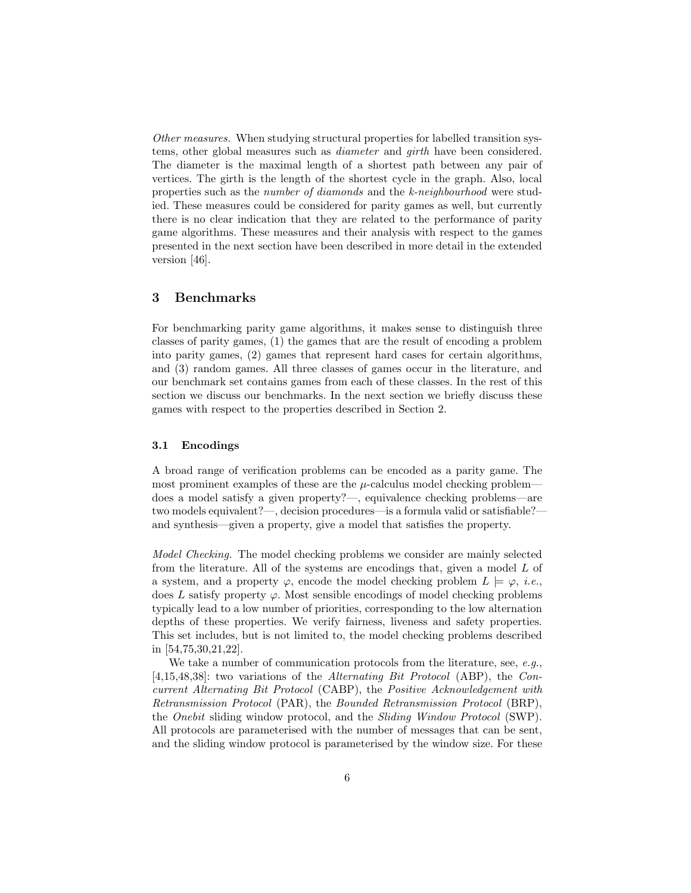*Other measures.* When studying structural properties for labelled transition systems, other global measures such as *diameter* and *girth* have been considered. The diameter is the maximal length of a shortest path between any pair of vertices. The girth is the length of the shortest cycle in the graph. Also, local properties such as the *number of diamonds* and the *k-neighbourhood* were studied. These measures could be considered for parity games as well, but currently there is no clear indication that they are related to the performance of parity game algorithms. These measures and their analysis with respect to the games presented in the next section have been described in more detail in the extended version [46].

## 3 Benchmarks

For benchmarking parity game algorithms, it makes sense to distinguish three classes of parity games, (1) the games that are the result of encoding a problem into parity games, (2) games that represent hard cases for certain algorithms, and (3) random games. All three classes of games occur in the literature, and our benchmark set contains games from each of these classes. In the rest of this section we discuss our benchmarks. In the next section we briefly discuss these games with respect to the properties described in Section 2.

### 3.1 Encodings

A broad range of verification problems can be encoded as a parity game. The most prominent examples of these are the $\mu$-calculus model checking problem—does a model satisfy a given property?—, equivalence checking problems—are two models equivalent?—, decision procedures—is a formula valid or satisfiable?—and synthesis—given a property, give a model that satisfies the property.

*Model Checking.* The model checking problems we consider are mainly selected from the literature. All of the systems are encodings that, given a model $L$ of a system, and a property $\varphi$, encode the model checking problem $L \models \varphi$, *i.e.*, does $L$ satisfy property $\varphi$. Most sensible encodings of model checking problems typically lead to a low number of priorities, corresponding to the low alternation depths of these properties. We verify fairness, liveness and safety properties. This set includes, but is not limited to, the model checking problems described in [54,75,30,21,22].

We take a number of communication protocols from the literature, see, *e.g.*, [4,15,48,38]: two variations of the *Alternating Bit Protocol* (ABP), the *Concurrent Alternating Bit Protocol* (CABP), the *Positive Acknowledgement with Retransmission Protocol* (PAR), the *Bounded Retransmission Protocol* (BRP), the *Onebit* sliding window protocol, and the *Sliding Window Protocol* (SWP). All protocols are parameterised with the number of messages that can be sent, and the sliding window protocol is parameterised by the window size. For these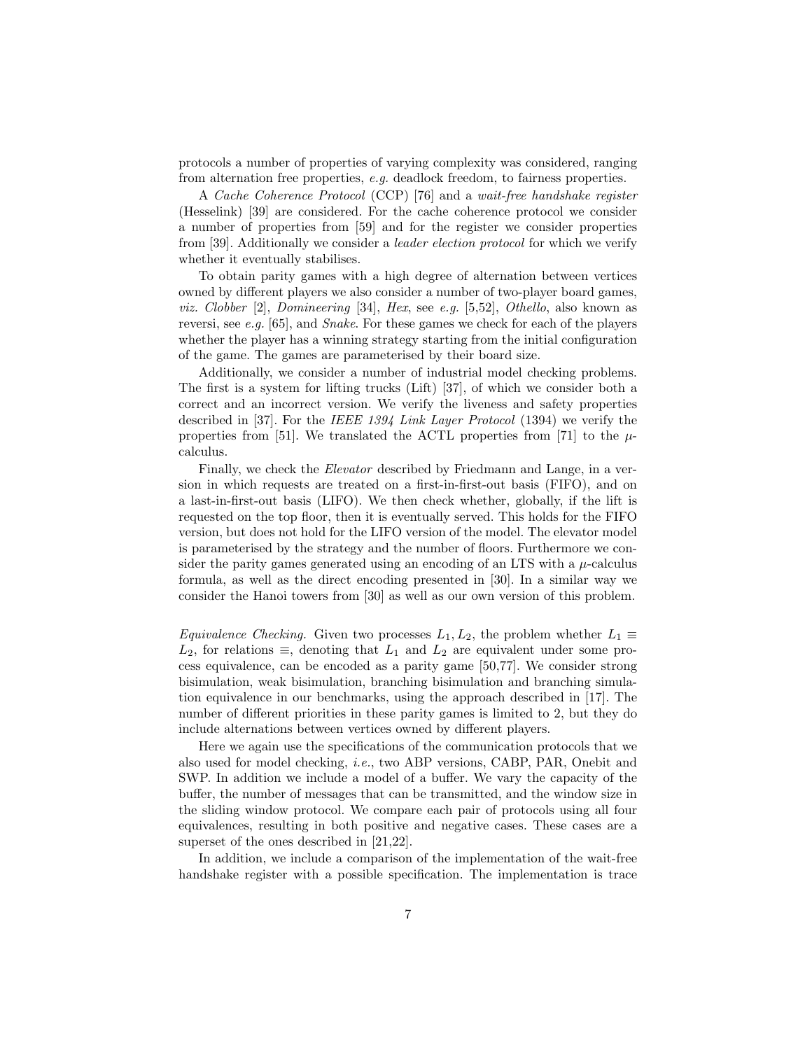protocols a number of properties of varying complexity was considered, ranging from alternation free properties, *e.g.* deadlock freedom, to fairness properties.

A *Cache Coherence Protocol* (CCP) [76] and a *wait-free handshake register* (Hesselink) [39] are considered. For the cache coherence protocol we consider a number of properties from [59] and for the register we consider properties from [39]. Additionally we consider a *leader election protocol* for which we verify whether it eventually stabilises.

To obtain parity games with a high degree of alternation between vertices owned by different players we also consider a number of two-player board games, *viz. Clobber* [2], *Domineering* [34], *Hex*, see *e.g.* [5,52], *Othello*, also known as reversi, see *e.g.* [65], and *Snake*. For these games we check for each of the players whether the player has a winning strategy starting from the initial configuration of the game. The games are parameterised by their board size.

Additionally, we consider a number of industrial model checking problems. The first is a system for lifting trucks (Lift) [37], of which we consider both a correct and an incorrect version. We verify the liveness and safety properties described in [37]. For the *IEEE 1394 Link Layer Protocol* (1394) we verify the properties from [51]. We translated the ACTL properties from [71] to the $\mu$-calculus.

Finally, we check the *Elevator* described by Friedmann and Lange, in a version in which requests are treated on a first-in-first-out basis (FIFO), and on a last-in-first-out basis (LIFO). We then check whether, globally, if the lift is requested on the top floor, then it is eventually served. This holds for the FIFO version, but does not hold for the LIFO version of the model. The elevator model is parameterised by the strategy and the number of floors. Furthermore we consider the parity games generated using an encoding of an LTS with a $\mu$-calculus formula, as well as the direct encoding presented in [30]. In a similar way we consider the Hanoi towers from [30] as well as our own version of this problem.

*Equivalence Checking.* Given two processes $L_1, L_2$, the problem whether $L_1 \equiv L_2$, for relations $\equiv$, denoting that $L_1$ and $L_2$ are equivalent under some process equivalence, can be encoded as a parity game [50,77]. We consider strong bisimulation, weak bisimulation, branching bisimulation and branching simulation equivalence in our benchmarks, using the approach described in [17]. The number of different priorities in these parity games is limited to 2, but they do include alternations between vertices owned by different players.

Here we again use the specifications of the communication protocols that we also used for model checking, *i.e.*, two ABP versions, CABP, PAR, Onebit and SWP. In addition we include a model of a buffer. We vary the capacity of the buffer, the number of messages that can be transmitted, and the window size in the sliding window protocol. We compare each pair of protocols using all four equivalences, resulting in both positive and negative cases. These cases are a superset of the ones described in [21,22].

In addition, we include a comparison of the implementation of the wait-free handshake register with a possible specification. The implementation is trace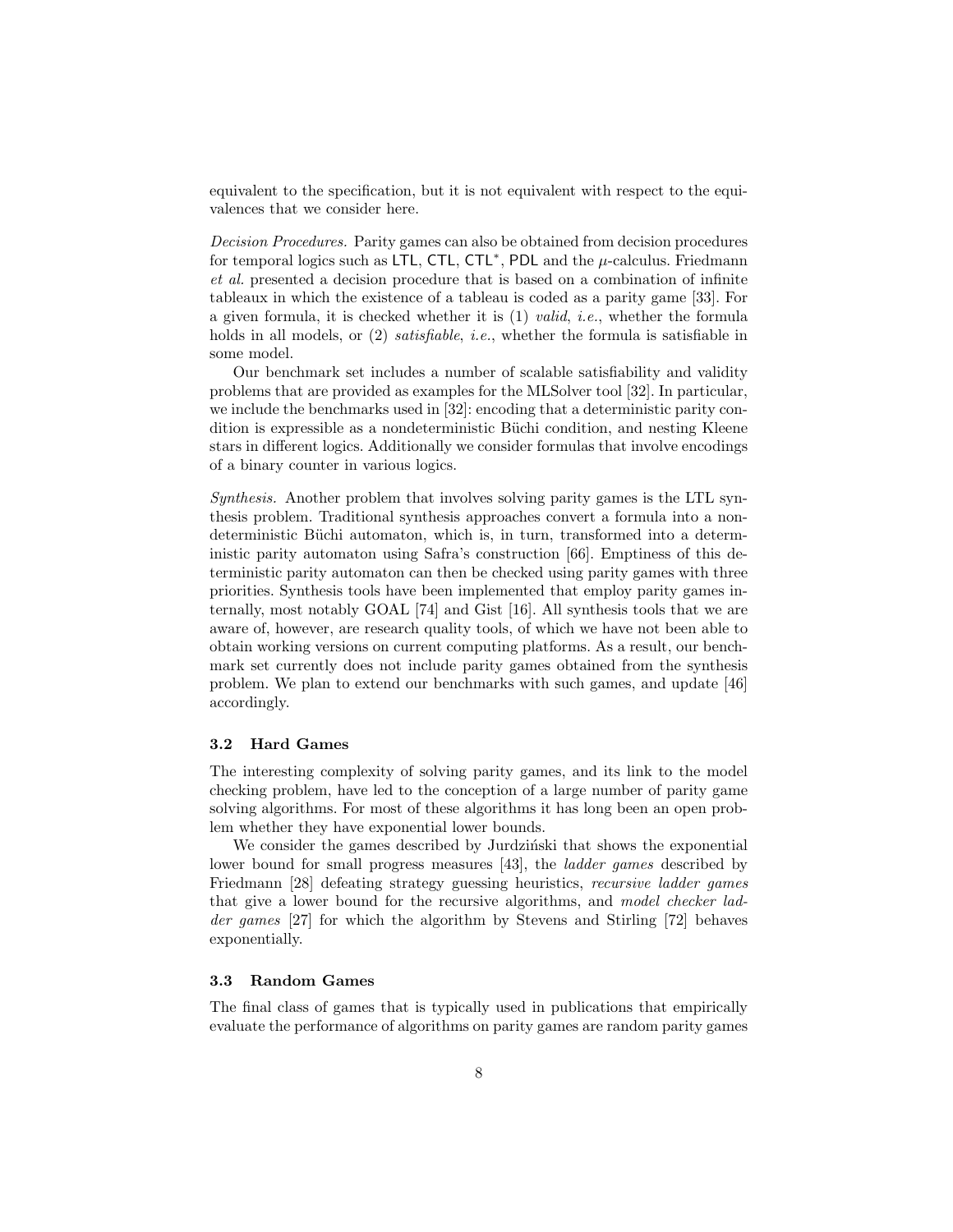equivalent to the specification, but it is not equivalent with respect to the equivalences that we consider here.

*Decision Procedures.* Parity games can also be obtained from decision procedures for temporal logics such as LTL, CTL, CTL$^*$, PDL and the $\mu$-calculus. Friedmann *et al.* presented a decision procedure that is based on a combination of infinite tableaux in which the existence of a tableau is coded as a parity game [33]. For a given formula, it is checked whether it is (1) *valid*, *i.e.*, whether the formula holds in all models, or (2) *satisfiable*, *i.e.*, whether the formula is satisfiable in some model.

Our benchmark set includes a number of scalable satisfiability and validity problems that are provided as examples for the MLSolver tool [32]. In particular, we include the benchmarks used in [32]: encoding that a deterministic parity condition is expressible as a nondeterministic Büchi condition, and nesting Kleene stars in different logics. Additionally we consider formulas that involve encodings of a binary counter in various logics.

*Synthesis.* Another problem that involves solving parity games is the LTL synthesis problem. Traditional synthesis approaches convert a formula into a nondeterministic Büchi automaton, which is, in turn, transformed into a deterministic parity automaton using Safra's construction [66]. Emptiness of this deterministic parity automaton can then be checked using parity games with three priorities. Synthesis tools have been implemented that employ parity games internally, most notably GOAL [74] and Gist [16]. All synthesis tools that we are aware of, however, are research quality tools, of which we have not been able to obtain working versions on current computing platforms. As a result, our benchmark set currently does not include parity games obtained from the synthesis problem. We plan to extend our benchmarks with such games, and update [46] accordingly.

### 3.2 Hard Games

The interesting complexity of solving parity games, and its link to the model checking problem, have led to the conception of a large number of parity game solving algorithms. For most of these algorithms it has long been an open problem whether they have exponential lower bounds.

We consider the games described by Jurdziński that shows the exponential lower bound for small progress measures [43], the *ladder games* described by Friedmann [28] defeating strategy guessing heuristics, *recursive ladder games* that give a lower bound for the recursive algorithms, and *model checker ladder games* [27] for which the algorithm by Stevens and Stirling [72] behaves exponentially.

### 3.3 Random Games

The final class of games that is typically used in publications that empirically evaluate the performance of algorithms on parity games are random parity games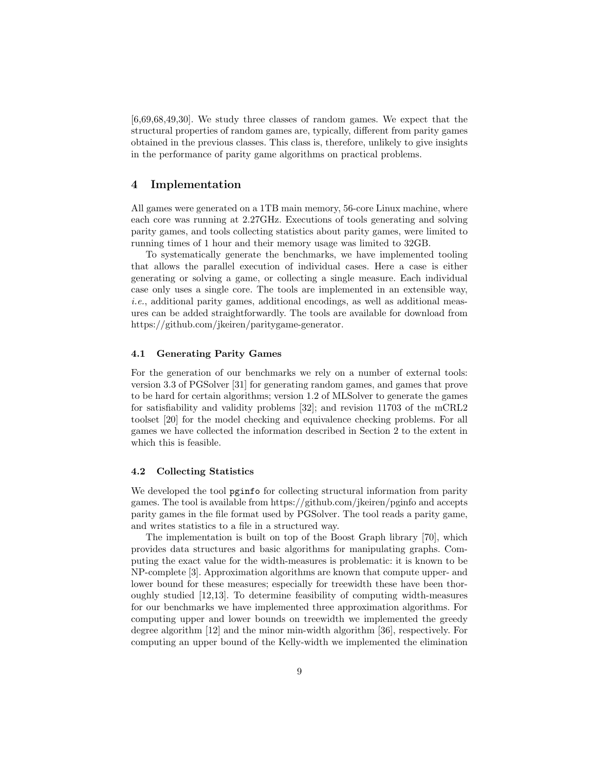[6,69,68,49,30]. We study three classes of random games. We expect that the structural properties of random games are, typically, different from parity games obtained in the previous classes. This class is, therefore, unlikely to give insights in the performance of parity game algorithms on practical problems.

## 4 Implementation

All games were generated on a 1TB main memory, 56-core Linux machine, where each core was running at 2.27GHz. Executions of tools generating and solving parity games, and tools collecting statistics about parity games, were limited to running times of 1 hour and their memory usage was limited to 32GB.

To systematically generate the benchmarks, we have implemented tooling that allows the parallel execution of individual cases. Here a case is either generating or solving a game, or collecting a single measure. Each individual case only uses a single core. The tools are implemented in an extensible way, *i.e.*, additional parity games, additional encodings, as well as additional measures can be added straightforwardly. The tools are available for download from https://github.com/jkeiren/paritygame-generator.

### 4.1 Generating Parity Games

For the generation of our benchmarks we rely on a number of external tools: version 3.3 of PGSolver [31] for generating random games, and games that prove to be hard for certain algorithms; version 1.2 of MLSolver to generate the games for satisfiability and validity problems [32]; and revision 11703 of the mCRL2 toolset [20] for the model checking and equivalence checking problems. For all games we have collected the information described in Section 2 to the extent in which this is feasible.

### 4.2 Collecting Statistics

We developed the tool `pginfo` for collecting structural information from parity games. The tool is available from https://github.com/jkeiren/pginfo and accepts parity games in the file format used by PGSolver. The tool reads a parity game, and writes statistics to a file in a structured way.

The implementation is built on top of the Boost Graph library [70], which provides data structures and basic algorithms for manipulating graphs. Computing the exact value for the width-measures is problematic: it is known to be NP-complete [3]. Approximation algorithms are known that compute upper- and lower bound for these measures; especially for treewidth these have been thoroughly studied [12,13]. To determine feasibility of computing width-measures for our benchmarks we have implemented three approximation algorithms. For computing upper and lower bounds on treewidth we implemented the greedy degree algorithm [12] and the minor min-width algorithm [36], respectively. For computing an upper bound of the Kelly-width we implemented the elimination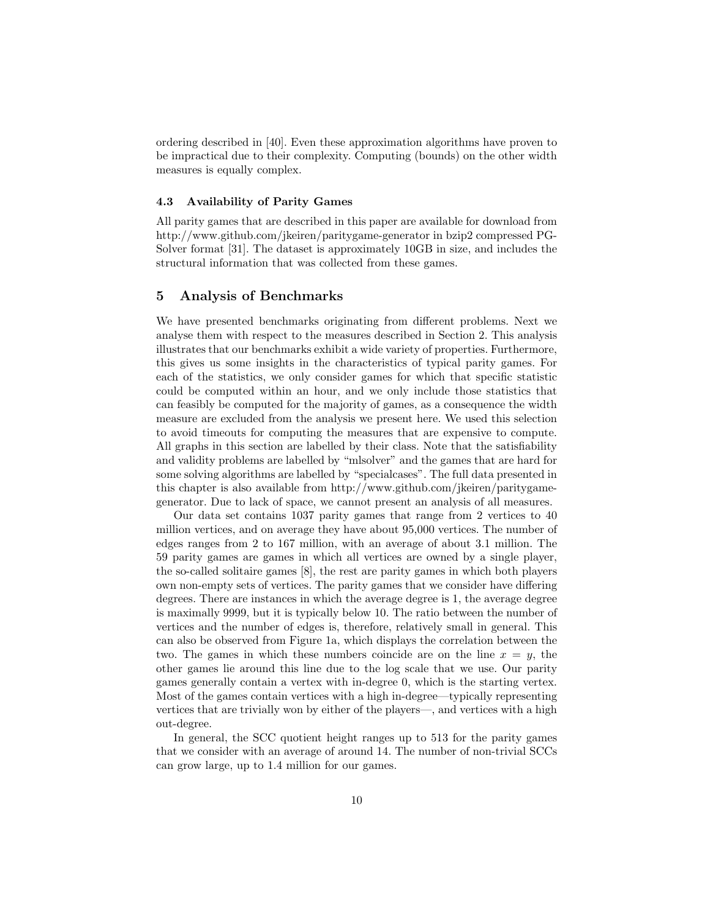ordering described in [40]. Even these approximation algorithms have proven to be impractical due to their complexity. Computing (bounds) on the other width measures is equally complex.

### 4.3 Availability of Parity Games

All parity games that are described in this paper are available for download from http://www.github.com/jkeiren/paritygame-generator in bzip2 compressed PG-Solver format [31]. The dataset is approximately 10GB in size, and includes the structural information that was collected from these games.

## 5 Analysis of Benchmarks

We have presented benchmarks originating from different problems. Next we analyse them with respect to the measures described in Section 2. This analysis illustrates that our benchmarks exhibit a wide variety of properties. Furthermore, this gives us some insights in the characteristics of typical parity games. For each of the statistics, we only consider games for which that specific statistic could be computed within an hour, and we only include those statistics that can feasibly be computed for the majority of games, as a consequence the width measure are excluded from the analysis we present here. We used this selection to avoid timeouts for computing the measures that are expensive to compute. All graphs in this section are labelled by their class. Note that the satisfiability and validity problems are labelled by "mlsolver" and the games that are hard for some solving algorithms are labelled by "specialcases". The full data presented in this chapter is also available from http://www.github.com/jkeiren/paritygame-generator. Due to lack of space, we cannot present an analysis of all measures.

Our data set contains 1037 parity games that range from 2 vertices to 40 million vertices, and on average they have about 95,000 vertices. The number of edges ranges from 2 to 167 million, with an average of about 3.1 million. The 59 parity games are games in which all vertices are owned by a single player, the so-called solitaire games [8], the rest are parity games in which both players own non-empty sets of vertices. The parity games that we consider have differing degrees. There are instances in which the average degree is 1, the average degree is maximally 9999, but it is typically below 10. The ratio between the number of vertices and the number of edges is, therefore, relatively small in general. This can also be observed from Figure 1a, which displays the correlation between the two. The games in which these numbers coincide are on the line $x = y$, the other games lie around this line due to the log scale that we use. Our parity games generally contain a vertex with in-degree 0, which is the starting vertex. Most of the games contain vertices with a high in-degree—typically representing vertices that are trivially won by either of the players—, and vertices with a high out-degree.

In general, the SCC quotient height ranges up to 513 for the parity games that we consider with an average of around 14. The number of non-trivial SCCs can grow large, up to 1.4 million for our games.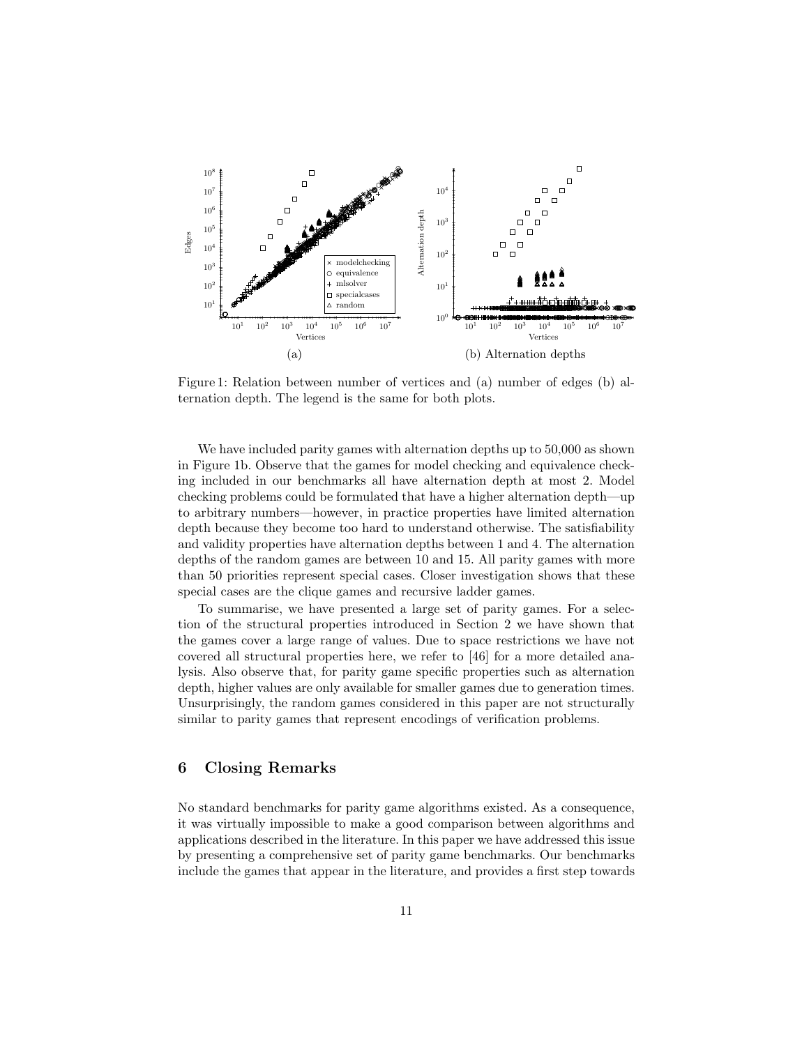Figure 1: Relation between number of vertices and (a) number of edges (b) alternation depth. The legend is the same for both plots.

We have included parity games with alternation depths up to 50,000 as shown in Figure 1b. Observe that the games for model checking and equivalence checking included in our benchmarks all have alternation depth at most 2. Model checking problems could be formulated that have a higher alternation depth—up to arbitrary numbers—however, in practice properties have limited alternation depth because they become too hard to understand otherwise. The satisfiability and validity properties have alternation depths between 1 and 4. The alternation depths of the random games are between 10 and 15. All parity games with more than 50 priorities represent special cases. Closer investigation shows that these special cases are the clique games and recursive ladder games.

To summarise, we have presented a large set of parity games. For a selection of the structural properties introduced in Section 2 we have shown that the games cover a large range of values. Due to space restrictions we have not covered all structural properties here, we refer to [46] for a more detailed analysis. Also observe that, for parity game specific properties such as alternation depth, higher values are only available for smaller games due to generation times. Unsurprisingly, the random games considered in this paper are not structurally similar to parity games that represent encodings of verification problems.

## 6 Closing Remarks

No standard benchmarks for parity game algorithms existed. As a consequence, it was virtually impossible to make a good comparison between algorithms and applications described in the literature. In this paper we have addressed this issue by presenting a comprehensive set of parity game benchmarks. Our benchmarks include the games that appear in the literature, and provides a first step towards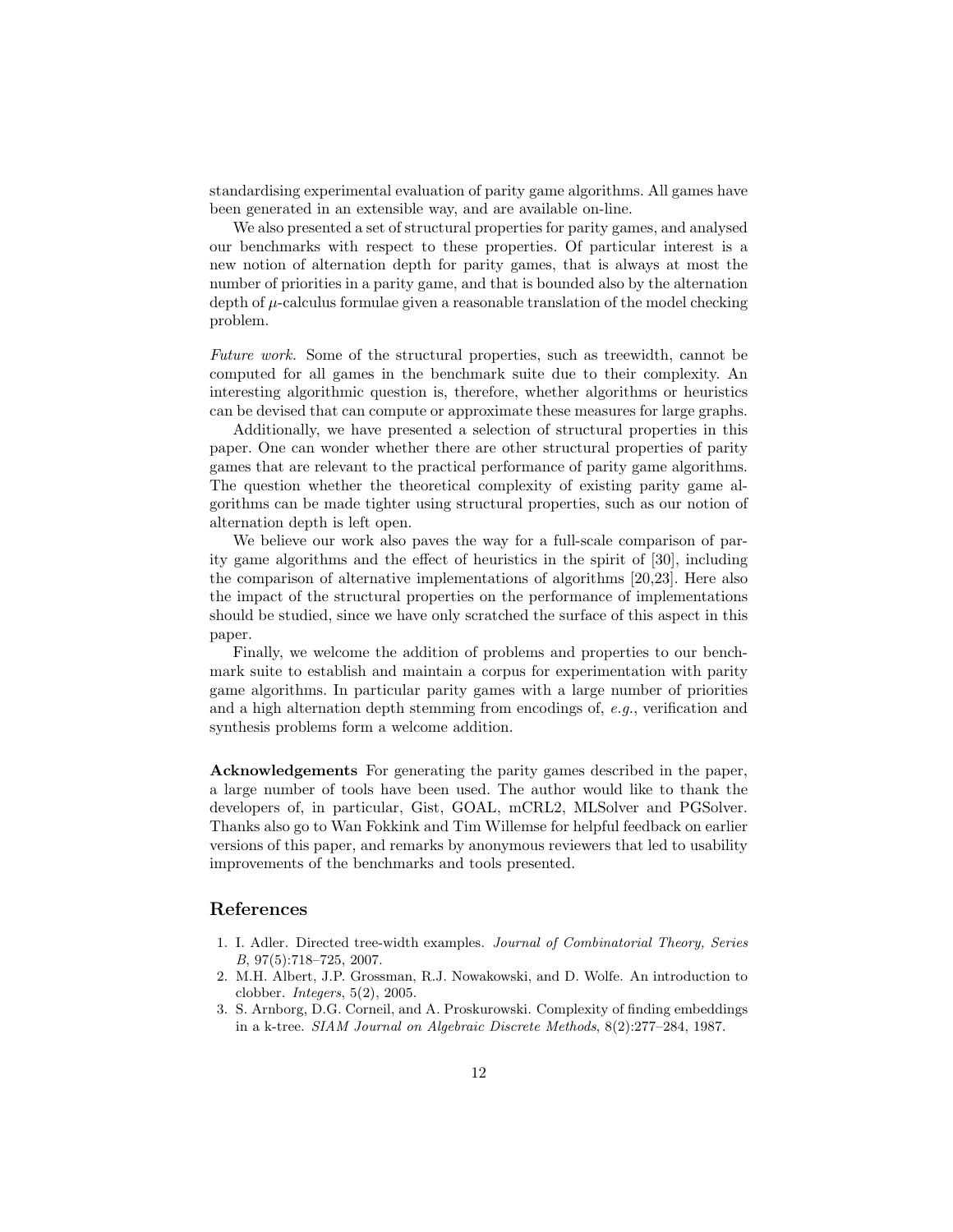standardising experimental evaluation of parity game algorithms. All games have been generated in an extensible way, and are available on-line.

We also presented a set of structural properties for parity games, and analysed our benchmarks with respect to these properties. Of particular interest is a new notion of alternation depth for parity games, that is always at most the number of priorities in a parity game, and that is bounded also by the alternation depth of $\mu$-calculus formulae given a reasonable translation of the model checking problem.

*Future work.* Some of the structural properties, such as treewidth, cannot be computed for all games in the benchmark suite due to their complexity. An interesting algorithmic question is, therefore, whether algorithms or heuristics can be devised that can compute or approximate these measures for large graphs.

Additionally, we have presented a selection of structural properties in this paper. One can wonder whether there are other structural properties of parity games that are relevant to the practical performance of parity game algorithms. The question whether the theoretical complexity of existing parity game algorithms can be made tighter using structural properties, such as our notion of alternation depth is left open.

We believe our work also paves the way for a full-scale comparison of parity game algorithms and the effect of heuristics in the spirit of [30], including the comparison of alternative implementations of algorithms [20,23]. Here also the impact of the structural properties on the performance of implementations should be studied, since we have only scratched the surface of this aspect in this paper.

Finally, we welcome the addition of problems and properties to our benchmark suite to establish and maintain a corpus for experimentation with parity game algorithms. In particular parity games with a large number of priorities and a high alternation depth stemming from encodings of, *e.g.*, verification and synthesis problems form a welcome addition.

**Acknowledgements** For generating the parity games described in the paper, a large number of tools have been used. The author would like to thank the developers of, in particular, Gist, GOAL, mCRL2, MLSolver and PGSolver. Thanks also go to Wan Fokkink and Tim Willemse for helpful feedback on earlier versions of this paper, and remarks by anonymous reviewers that led to usability improvements of the benchmarks and tools presented.

## References

1. I. Adler. Directed tree-width examples. *Journal of Combinatorial Theory, Series B*, 97(5):718–725, 2007.
2. M.H. Albert, J.P. Grossman, R.J. Nowakowski, and D. Wolfe. An introduction to clobber. *Integers*, 5(2), 2005.
3. S. Arnborg, D.G. Corneil, and A. Proskurowski. Complexity of finding embeddings in a k-tree. *SIAM Journal on Algebraic Discrete Methods*, 8(2):277–284, 1987.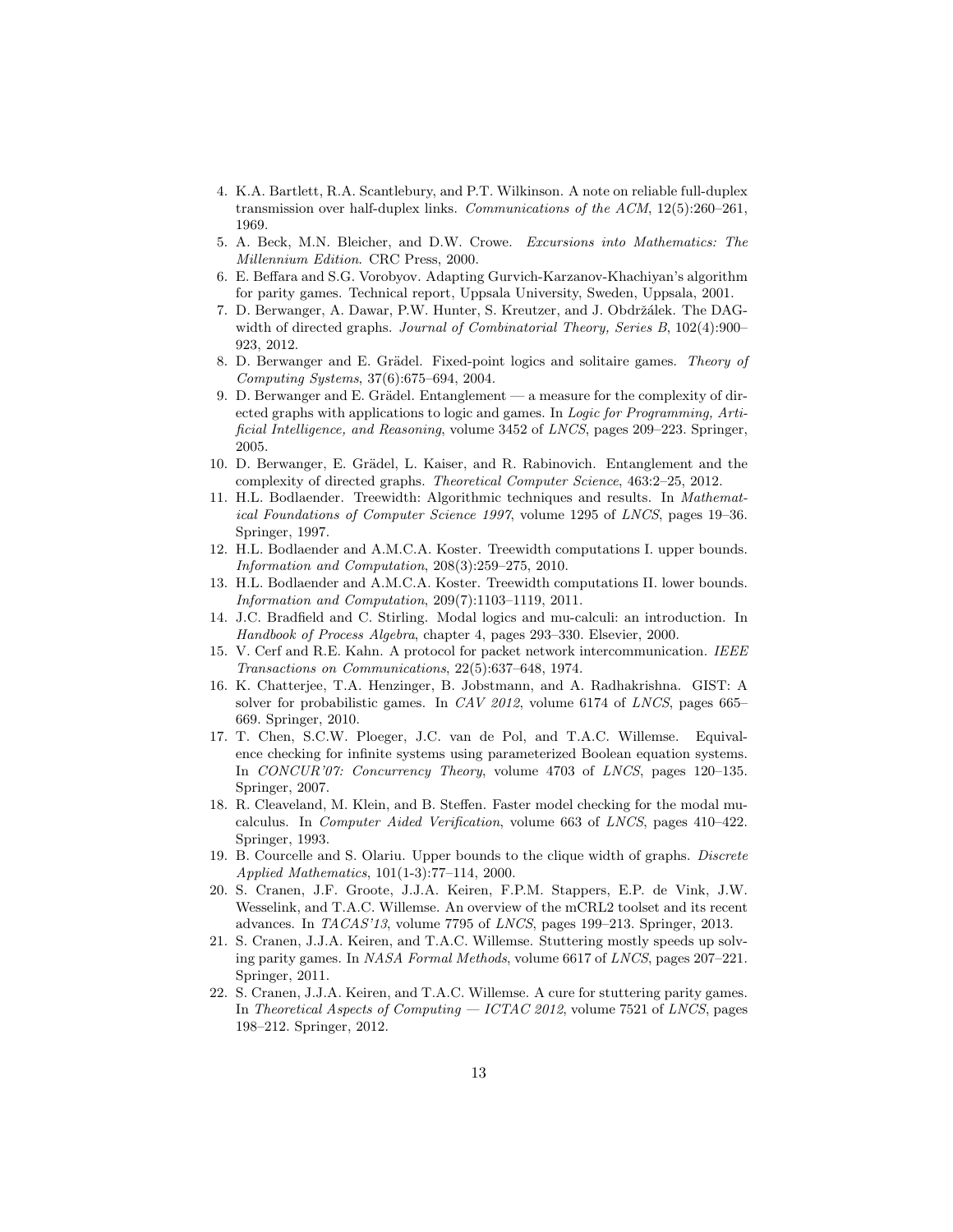4. K.A. Bartlett, R.A. Scantlebury, and P.T. Wilkinson. A note on reliable full-duplex transmission over half-duplex links. *Communications of the ACM*, 12(5):260–261, 1969.
5. A. Beck, M.N. Bleicher, and D.W. Crowe. *Excursions into Mathematics: The Millennium Edition*. CRC Press, 2000.
6. E. Beffara and S.G. Vorobyov. Adapting Gurvich-Karzanov-Khachiyan's algorithm for parity games. Technical report, Uppsala University, Sweden, Uppsala, 2001.
7. D. Berwanger, A. Dawar, P.W. Hunter, S. Kreutzer, and J. Obdržálek. The DAG-width of directed graphs. *Journal of Combinatorial Theory, Series B*, 102(4):900–923, 2012.
8. D. Berwanger and E. Grädel. Fixed-point logics and solitaire games. *Theory of Computing Systems*, 37(6):675–694, 2004.
9. D. Berwanger and E. Grädel. Entanglement — a measure for the complexity of directed graphs with applications to logic and games. In *Logic for Programming, Artificial Intelligence, and Reasoning*, volume 3452 of *LNCS*, pages 209–223. Springer, 2005.
10. D. Berwanger, E. Grädel, L. Kaiser, and R. Rabinovich. Entanglement and the complexity of directed graphs. *Theoretical Computer Science*, 463:2–25, 2012.
11. H.L. Bodlaender. Treewidth: Algorithmic techniques and results. In *Mathematical Foundations of Computer Science 1997*, volume 1295 of *LNCS*, pages 19–36. Springer, 1997.
12. H.L. Bodlaender and A.M.C.A. Koster. Treewidth computations I. upper bounds. *Information and Computation*, 208(3):259–275, 2010.
13. H.L. Bodlaender and A.M.C.A. Koster. Treewidth computations II. lower bounds. *Information and Computation*, 209(7):1103–1119, 2011.
14. J.C. Bradfield and C. Stirling. Modal logics and mu-calculi: an introduction. In *Handbook of Process Algebra*, chapter 4, pages 293–330. Elsevier, 2000.
15. V. Cerf and R.E. Kahn. A protocol for packet network intercommunication. *IEEE Transactions on Communications*, 22(5):637–648, 1974.
16. K. Chatterjee, T.A. Henzinger, B. Jobstmann, and A. Radhakrishna. GIST: A solver for probabilistic games. In *CAV 2012*, volume 6174 of *LNCS*, pages 665–669. Springer, 2010.
17. T. Chen, S.C.W. Ploeger, J.C. van de Pol, and T.A.C. Willemse. Equivalence checking for infinite systems using parameterized Boolean equation systems. In *CONCUR'07: Concurrency Theory*, volume 4703 of *LNCS*, pages 120–135. Springer, 2007.
18. R. Cleaveland, M. Klein, and B. Steffen. Faster model checking for the modal mu-calculus. In *Computer Aided Verification*, volume 663 of *LNCS*, pages 410–422. Springer, 1993.
19. B. Courcelle and S. Olariu. Upper bounds to the clique width of graphs. *Discrete Applied Mathematics*, 101(1-3):77–114, 2000.
20. S. Cranen, J.F. Groote, J.J.A. Keiren, F.P.M. Stappers, E.P. de Vink, J.W. Wesselink, and T.A.C. Willemse. An overview of the mCRL2 toolset and its recent advances. In *TACAS'13*, volume 7795 of *LNCS*, pages 199–213. Springer, 2013.
21. S. Cranen, J.J.A. Keiren, and T.A.C. Willemse. Stuttering mostly speeds up solving parity games. In *NASA Formal Methods*, volume 6617 of *LNCS*, pages 207–221. Springer, 2011.
22. S. Cranen, J.J.A. Keiren, and T.A.C. Willemse. A cure for stuttering parity games. In *Theoretical Aspects of Computing — ICTAC 2012*, volume 7521 of *LNCS*, pages 198–212. Springer, 2012.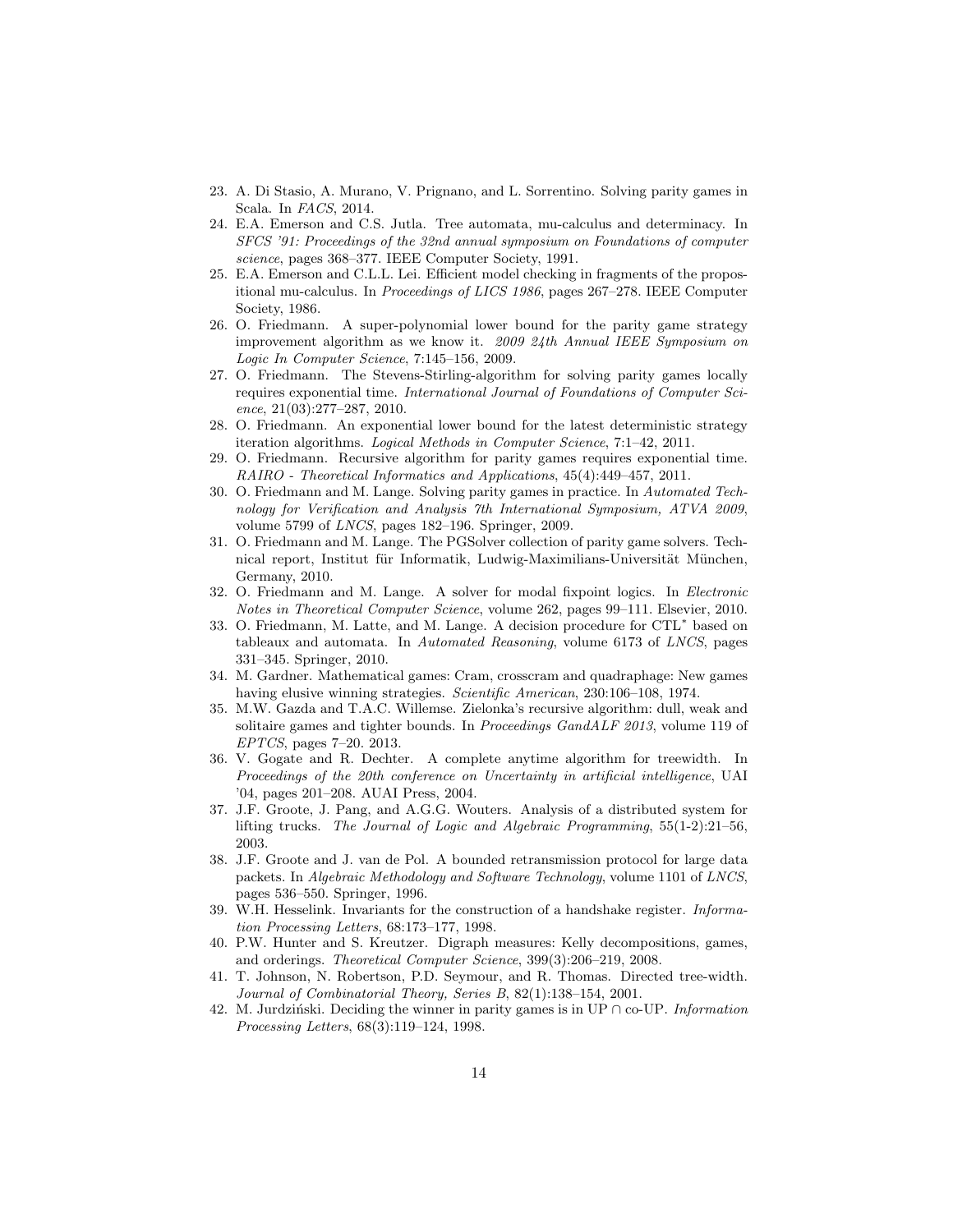23. A. Di Stasio, A. Murano, V. Prignano, and L. Sorrentino. Solving parity games in Scala. In *FACS*, 2014.
24. E.A. Emerson and C.S. Jutla. Tree automata, mu-calculus and determinacy. In *SFCS '91: Proceedings of the 32nd annual symposium on Foundations of computer science*, pages 368–377. IEEE Computer Society, 1991.
25. E.A. Emerson and C.L.L. Lei. Efficient model checking in fragments of the propositional mu-calculus. In *Proceedings of LICS 1986*, pages 267–278. IEEE Computer Society, 1986.
26. O. Friedmann. A super-polynomial lower bound for the parity game strategy improvement algorithm as we know it. *2009 24th Annual IEEE Symposium on Logic In Computer Science*, 7:145–156, 2009.
27. O. Friedmann. The Stevens-Stirling-algorithm for solving parity games locally requires exponential time. *International Journal of Foundations of Computer Science*, 21(03):277–287, 2010.
28. O. Friedmann. An exponential lower bound for the latest deterministic strategy iteration algorithms. *Logical Methods in Computer Science*, 7:1–42, 2011.
29. O. Friedmann. Recursive algorithm for parity games requires exponential time. *RAIRO - Theoretical Informatics and Applications*, 45(4):449–457, 2011.
30. O. Friedmann and M. Lange. Solving parity games in practice. In *Automated Technology for Verification and Analysis 7th International Symposium, ATVA 2009*, volume 5799 of *LNCS*, pages 182–196. Springer, 2009.
31. O. Friedmann and M. Lange. The PGSolver collection of parity game solvers. Technical report, Institut für Informatik, Ludwig-Maximilians-Universität München, Germany, 2010.
32. O. Friedmann and M. Lange. A solver for modal fixpoint logics. In *Electronic Notes in Theoretical Computer Science*, volume 262, pages 99–111. Elsevier, 2010.
33. O. Friedmann, M. Latte, and M. Lange. A decision procedure for CTL* based on tableaux and automata. In *Automated Reasoning*, volume 6173 of *LNCS*, pages 331–345. Springer, 2010.
34. M. Gardner. Mathematical games: Cram, crosscram and quadraphage: New games having elusive winning strategies. *Scientific American*, 230:106–108, 1974.
35. M.W. Gazda and T.A.C. Willemse. Zielonka's recursive algorithm: dull, weak and solitaire games and tighter bounds. In *Proceedings GandALF 2013*, volume 119 of *EPTCS*, pages 7–20. 2013.
36. V. Gogate and R. Dechter. A complete anytime algorithm for treewidth. In *Proceedings of the 20th conference on Uncertainty in artificial intelligence*, UAI '04, pages 201–208. AUAI Press, 2004.
37. J.F. Groote, J. Pang, and A.G.G. Wouters. Analysis of a distributed system for lifting trucks. *The Journal of Logic and Algebraic Programming*, 55(1-2):21–56, 2003.
38. J.F. Groote and J. van de Pol. A bounded retransmission protocol for large data packets. In *Algebraic Methodology and Software Technology*, volume 1101 of *LNCS*, pages 536–550. Springer, 1996.
39. W.H. Hesselink. Invariants for the construction of a handshake register. *Information Processing Letters*, 68:173–177, 1998.
40. P.W. Hunter and S. Kreutzer. Digraph measures: Kelly decompositions, games, and orderings. *Theoretical Computer Science*, 399(3):206–219, 2008.
41. T. Johnson, N. Robertson, P.D. Seymour, and R. Thomas. Directed tree-width. *Journal of Combinatorial Theory, Series B*, 82(1):138–154, 2001.
42. M. Jurdziński. Deciding the winner in parity games is in UP $\cap$ co-UP. *Information Processing Letters*, 68(3):119–124, 1998.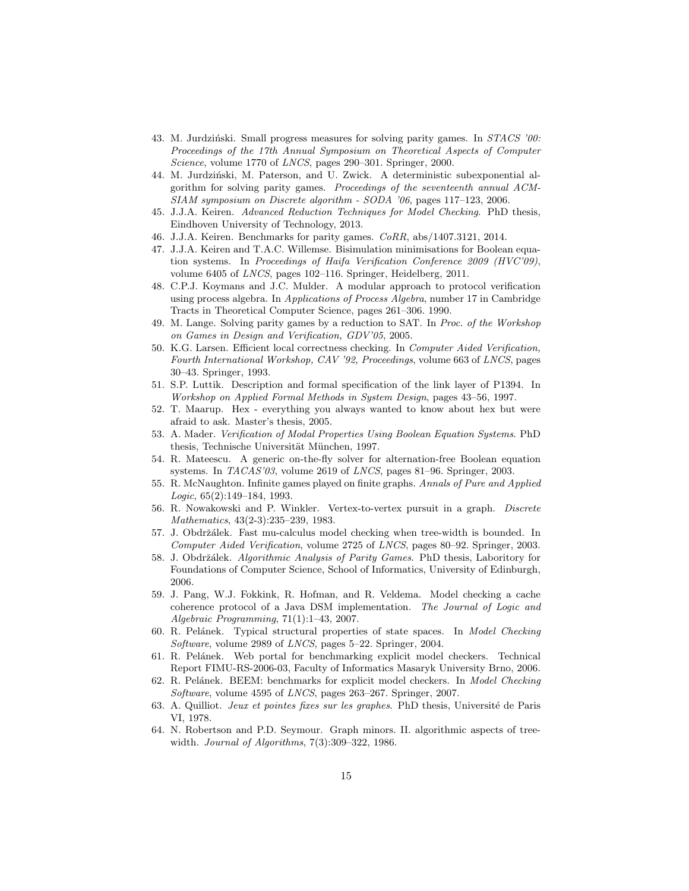43. M. Jurdziński. Small progress measures for solving parity games. In *STACS '00: Proceedings of the 17th Annual Symposium on Theoretical Aspects of Computer Science*, volume 1770 of *LNCS*, pages 290–301. Springer, 2000.
44. M. Jurdziński, M. Paterson, and U. Zwick. A deterministic subexponential algorithm for solving parity games. *Proceedings of the seventeenth annual ACM-SIAM symposium on Discrete algorithm - SODA '06*, pages 117–123, 2006.
45. J.J.A. Keiren. *Advanced Reduction Techniques for Model Checking*. PhD thesis, Eindhoven University of Technology, 2013.
46. J.J.A. Keiren. Benchmarks for parity games. *CoRR*, abs/1407.3121, 2014.
47. J.J.A. Keiren and T.A.C. Willemse. Bisimulation minimisations for Boolean equation systems. In *Proceedings of Haifa Verification Conference 2009 (HVC'09)*, volume 6405 of *LNCS*, pages 102–116. Springer, Heidelberg, 2011.
48. C.P.J. Koymans and J.C. Mulder. A modular approach to protocol verification using process algebra. In *Applications of Process Algebra*, number 17 in Cambridge Tracts in Theoretical Computer Science, pages 261–306. 1990.
49. M. Lange. Solving parity games by a reduction to SAT. In *Proc. of the Workshop on Games in Design and Verification, GDV'05*, 2005.
50. K.G. Larsen. Efficient local correctness checking. In *Computer Aided Verification, Fourth International Workshop, CAV '92, Proceedings*, volume 663 of *LNCS*, pages 30–43. Springer, 1993.
51. S.P. Luttik. Description and formal specification of the link layer of P1394. In *Workshop on Applied Formal Methods in System Design*, pages 43–56, 1997.
52. T. Maarup. Hex - everything you always wanted to know about hex but were afraid to ask. Master's thesis, 2005.
53. A. Mader. *Verification of Modal Properties Using Boolean Equation Systems*. PhD thesis, Technische Universität München, 1997.
54. R. Mateescu. A generic on-the-fly solver for alternation-free Boolean equation systems. In *TACAS'03*, volume 2619 of *LNCS*, pages 81–96. Springer, 2003.
55. R. McNaughton. Infinite games played on finite graphs. *Annals of Pure and Applied Logic*, 65(2):149–184, 1993.
56. R. Nowakowski and P. Winkler. Vertex-to-vertex pursuit in a graph. *Discrete Mathematics*, 43(2-3):235–239, 1983.
57. J. Obdržálek. Fast mu-calculus model checking when tree-width is bounded. In *Computer Aided Verification*, volume 2725 of *LNCS*, pages 80–92. Springer, 2003.
58. J. Obdržálek. *Algorithmic Analysis of Parity Games*. PhD thesis, Laboratory for Foundations of Computer Science, School of Informatics, University of Edinburgh, 2006.
59. J. Pang, W.J. Fokkink, R. Hofman, and R. Veldema. Model checking a cache coherence protocol of a Java DSM implementation. *The Journal of Logic and Algebraic Programming*, 71(1):1–43, 2007.
60. R. Pelánek. Typical structural properties of state spaces. In *Model Checking Software*, volume 2989 of *LNCS*, pages 5–22. Springer, 2004.
61. R. Pelánek. Web portal for benchmarking explicit model checkers. Technical Report FIMU-RS-2006-03, Faculty of Informatics Masaryk University Brno, 2006.
62. R. Pelánek. BEEM: benchmarks for explicit model checkers. In *Model Checking Software*, volume 4595 of *LNCS*, pages 263–267. Springer, 2007.
63. A. Quilliot. *Jeux et pointes fixes sur les graphes*. PhD thesis, Université de Paris VI, 1978.
64. N. Robertson and P.D. Seymour. Graph minors. II. algorithmic aspects of tree-width. *Journal of Algorithms*, 7(3):309–322, 1986.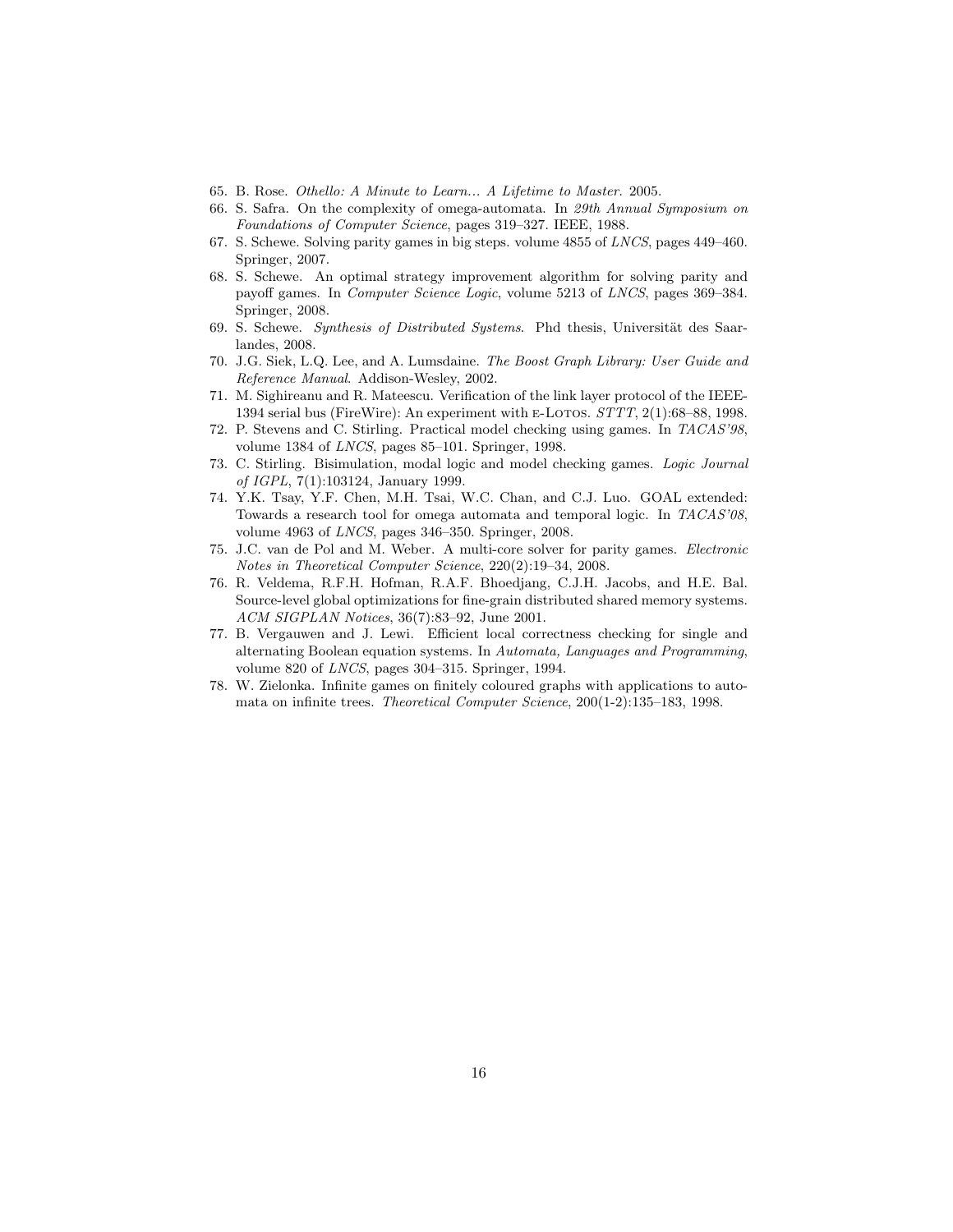65. B. Rose. *Othello: A Minute to Learn... A Lifetime to Master*. 2005.
66. S. Safra. On the complexity of omega-automata. In *29th Annual Symposium on Foundations of Computer Science*, pages 319–327. IEEE, 1988.
67. S. Schewe. Solving parity games in big steps. volume 4855 of *LNCS*, pages 449–460. Springer, 2007.
68. S. Schewe. An optimal strategy improvement algorithm for solving parity and payoff games. In *Computer Science Logic*, volume 5213 of *LNCS*, pages 369–384. Springer, 2008.
69. S. Schewe. *Synthesis of Distributed Systems*. Phd thesis, Universität des Saarlandes, 2008.
70. J.G. Siek, L.Q. Lee, and A. Lumsdaine. *The Boost Graph Library: User Guide and Reference Manual*. Addison-Wesley, 2002.
71. M. Sighireanu and R. Mateescu. Verification of the link layer protocol of the IEEE-1394 serial bus (FireWire): An experiment with E-LOTOS. *STTT*, 2(1):68–88, 1998.
72. P. Stevens and C. Stirling. Practical model checking using games. In *TACAS'98*, volume 1384 of *LNCS*, pages 85–101. Springer, 1998.
73. C. Stirling. Bisimulation, modal logic and model checking games. *Logic Journal of IGPL*, 7(1):103124, January 1999.
74. Y.K. Tsay, Y.F. Chen, M.H. Tsai, W.C. Chan, and C.J. Luo. GOAL extended: Towards a research tool for omega automata and temporal logic. In *TACAS'08*, volume 4963 of *LNCS*, pages 346–350. Springer, 2008.
75. J.C. van de Pol and M. Weber. A multi-core solver for parity games. *Electronic Notes in Theoretical Computer Science*, 220(2):19–34, 2008.
76. R. Veldema, R.F.H. Hofman, R.A.F. Bhoedjang, C.J.H. Jacobs, and H.E. Bal. Source-level global optimizations for fine-grain distributed shared memory systems. *ACM SIGPLAN Notices*, 36(7):83–92, June 2001.
77. B. Vergauwen and J. Lewi. Efficient local correctness checking for single and alternating Boolean equation systems. In *Automata, Languages and Programming*, volume 820 of *LNCS*, pages 304–315. Springer, 1994.
78. W. Zielonka. Infinite games on finitely coloured graphs with applications to automata on infinite trees. *Theoretical Computer Science*, 200(1-2):135–183, 1998.